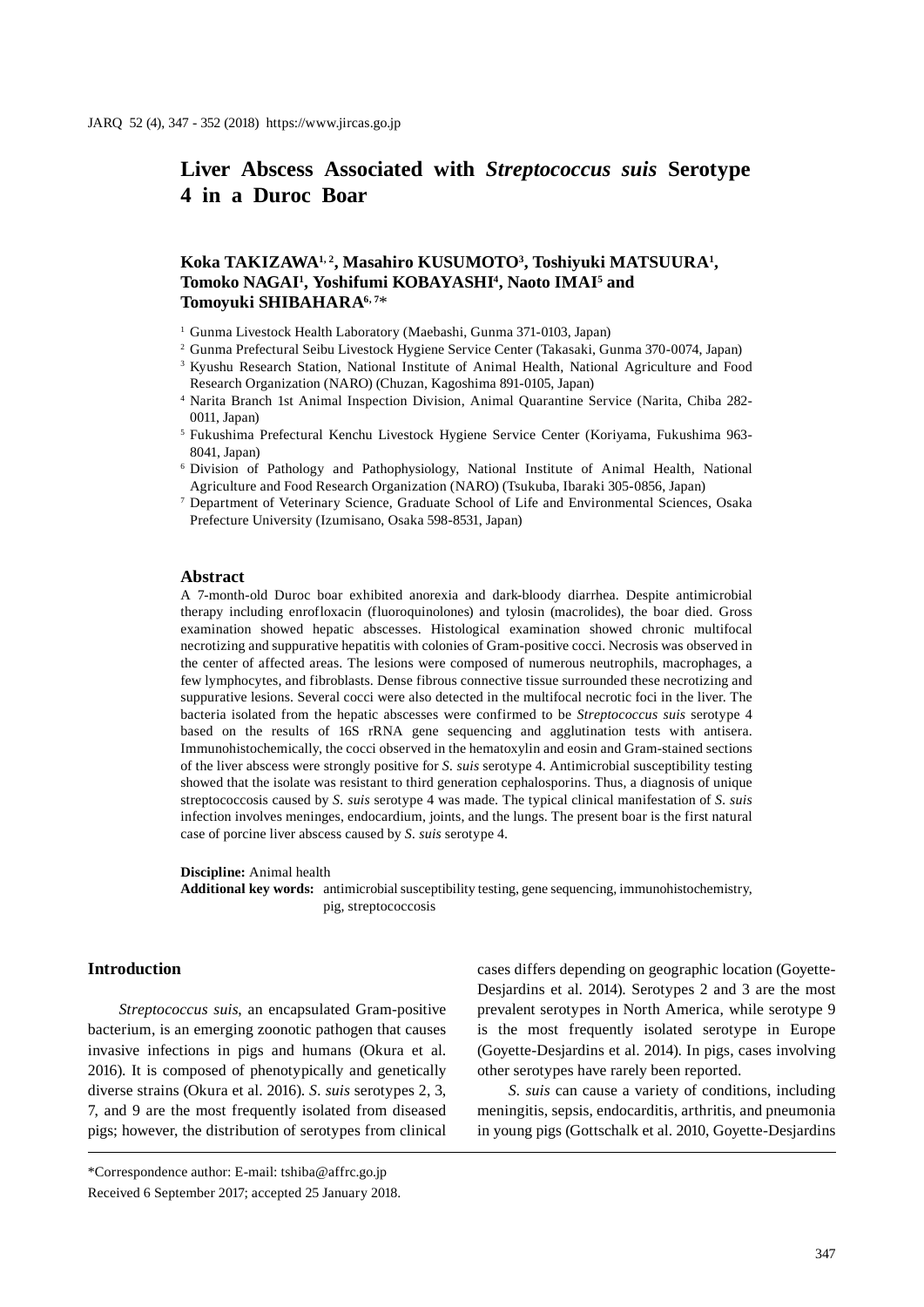# Liver Abscess Associated with *Streptococcus suis* Serotype 4 in a Duroc Boar

**Koka TAKIZAWA[1, 2], Masahiro KUSUMOTO[3], Toshiyuki MATSUURA[1], Tomoko NAGAI[1], Yoshifumi KOBAYASHI[4], Naoto IMAI[5] and Tomoyuki SHIBAHARA[6, 7]***

[1] Gunma Livestock Health Laboratory (Maebashi, Gunma 371-0103, Japan)

[2] Gunma Prefectural Seibu Livestock Hygiene Service Center (Takasaki, Gunma 370-0074, Japan)

[3] Kyushu Research Station, National Institute of Animal Health, National Agriculture and Food Research Organization (NARO) (Chuzan, Kagoshima 891-0105, Japan)

[4] Narita Branch 1st Animal Inspection Division, Animal Quarantine Service (Narita, Chiba 282-0011, Japan)

[5] Fukushima Prefectural Kenchu Livestock Hygiene Service Center (Koriyama, Fukushima 963-8041, Japan)

[6] Division of Pathology and Pathophysiology, National Institute of Animal Health, National Agriculture and Food Research Organization (NARO) (Tsukuba, Ibaraki 305-0856, Japan)

[7] Department of Veterinary Science, Graduate School of Life and Environmental Sciences, Osaka Prefecture University (Izumisano, Osaka 598-8531, Japan)

### Abstract

A 7-month-old Duroc boar exhibited anorexia and dark-bloody diarrhea. Despite antimicrobial therapy including enrofloxacin (fluoroquinolones) and tylosin (macrolides), the boar died. Gross examination showed hepatic abscesses. Histological examination showed chronic multifocal necrotizing and suppurative hepatitis with colonies of Gram-positive cocci. Necrosis was observed in the center of affected areas. The lesions were composed of numerous neutrophils, macrophages, a few lymphocytes, and fibroblasts. Dense fibrous connective tissue surrounded these necrotizing and suppurative lesions. Several cocci were also detected in the multifocal necrotic foci in the liver. The bacteria isolated from the hepatic abscesses were confirmed to be *Streptococcus suis* serotype 4 based on the results of 16S rRNA gene sequencing and agglutination tests with antisera. Immunohistochemically, the cocci observed in the hematoxylin and eosin and Gram-stained sections of the liver abscess were strongly positive for *S. suis* serotype 4. Antimicrobial susceptibility testing showed that the isolate was resistant to third generation cephalosporins. Thus, a diagnosis of unique streptococcosis caused by *S. suis* serotype 4 was made. The typical clinical manifestation of *S. suis* infection involves meninges, endocardium, joints, and the lungs. The present boar is the first natural case of porcine liver abscess caused by *S. suis* serotype 4.

**Discipline:** Animal health

**Additional key words:** antimicrobial susceptibility testing, gene sequencing, immunohistochemistry, pig, streptococcosis

## Introduction

*Streptococcus suis*, an encapsulated Gram-positive bacterium, is an emerging zoonotic pathogen that causes invasive infections in pigs and humans (Okura et al. 2016). It is composed of phenotypically and genetically diverse strains (Okura et al. 2016). *S. suis* serotypes 2, 3, 7, and 9 are the most frequently isolated from diseased pigs; however, the distribution of serotypes from clinical cases differs depending on geographic location (Goyette-Desjardins et al. 2014). Serotypes 2 and 3 are the most prevalent serotypes in North America, while serotype 9 is the most frequently isolated serotype in Europe (Goyette-Desjardins et al. 2014). In pigs, cases involving other serotypes have rarely been reported.

*S. suis* can cause a variety of conditions, including meningitis, sepsis, endocarditis, arthritis, and pneumonia in young pigs (Gottschalk et al. 2010, Goyette-Desjardins

*Correspondence author: E-mail: tshiba@affrc.go.jp

Received 6 September 2017; accepted 25 January 2018.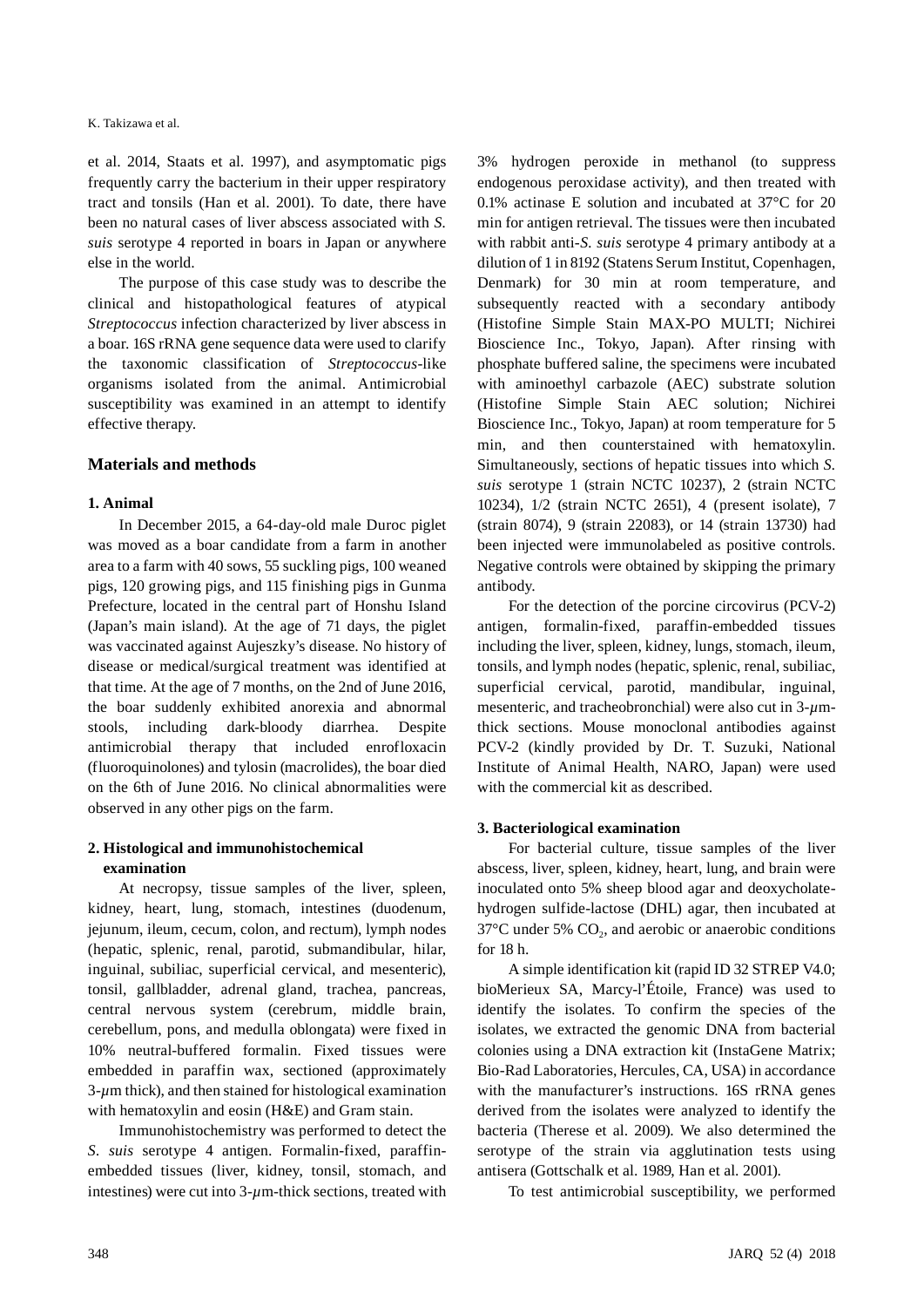et al. 2014, Staats et al. 1997), and asymptomatic pigs frequently carry the bacterium in their upper respiratory tract and tonsils (Han et al. 2001). To date, there have been no natural cases of liver abscess associated with *S. suis* serotype 4 reported in boars in Japan or anywhere else in the world.

The purpose of this case study was to describe the clinical and histopathological features of atypical *Streptococcus* infection characterized by liver abscess in a boar. 16S rRNA gene sequence data were used to clarify the taxonomic classification of *Streptococcus*-like organisms isolated from the animal. Antimicrobial susceptibility was examined in an attempt to identify effective therapy.

## Materials and methods

### 1. Animal

In December 2015, a 64-day-old male Duroc piglet was moved as a boar candidate from a farm in another area to a farm with 40 sows, 55 suckling pigs, 100 weaned pigs, 120 growing pigs, and 115 finishing pigs in Gunma Prefecture, located in the central part of Honshu Island (Japan's main island). At the age of 71 days, the piglet was vaccinated against Aujeszky's disease. No history of disease or medical/surgical treatment was identified at that time. At the age of 7 months, on the 2nd of June 2016, the boar suddenly exhibited anorexia and abnormal stools, including dark-bloody diarrhea. Despite antimicrobial therapy that included enrofloxacin (fluoroquinolones) and tylosin (macrolides), the boar died on the 6th of June 2016. No clinical abnormalities were observed in any other pigs on the farm.

### 2. Histological and immunohistochemical examination

At necropsy, tissue samples of the liver, spleen, kidney, heart, lung, stomach, intestines (duodenum, jejunum, ileum, cecum, colon, and rectum), lymph nodes (hepatic, splenic, renal, parotid, submandibular, hilar, inguinal, subiliac, superficial cervical, and mesenteric), tonsil, gallbladder, adrenal gland, trachea, pancreas, central nervous system (cerebrum, middle brain, cerebellum, pons, and medulla oblongata) were fixed in 10% neutral-buffered formalin. Fixed tissues were embedded in paraffin wax, sectioned (approximately 3-$\mu$m thick), and then stained for histological examination with hematoxylin and eosin (H&E) and Gram stain.

Immunohistochemistry was performed to detect the *S. suis* serotype 4 antigen. Formalin-fixed, paraffin-embedded tissues (liver, kidney, tonsil, stomach, and intestines) were cut into 3-$\mu$m-thick sections, treated with 3% hydrogen peroxide in methanol (to suppress endogenous peroxidase activity), and then treated with 0.1% actinase E solution and incubated at 37°C for 20 min for antigen retrieval. The tissues were then incubated with rabbit anti-*S. suis* serotype 4 primary antibody at a dilution of 1 in 8192 (Statens Serum Institut, Copenhagen, Denmark) for 30 min at room temperature, and subsequently reacted with a secondary antibody (Histofine Simple Stain MAX-PO MULTI; Nichirei Bioscience Inc., Tokyo, Japan). After rinsing with phosphate buffered saline, the specimens were incubated with aminoethyl carbazole (AEC) substrate solution (Histofine Simple Stain AEC solution; Nichirei Bioscience Inc., Tokyo, Japan) at room temperature for 5 min, and then counterstained with hematoxylin. Simultaneously, sections of hepatic tissues into which *S. suis* serotype 1 (strain NCTC 10237), 2 (strain NCTC 10234), 1/2 (strain NCTC 2651), 4 (present isolate), 7 (strain 8074), 9 (strain 22083), or 14 (strain 13730) had been injected were immunolabeled as positive controls. Negative controls were obtained by skipping the primary antibody.

For the detection of the porcine circovirus (PCV-2) antigen, formalin-fixed, paraffin-embedded tissues including the liver, spleen, kidney, lungs, stomach, ileum, tonsils, and lymph nodes (hepatic, splenic, renal, subiliac, superficial cervical, parotid, mandibular, inguinal, mesenteric, and tracheobronchial) were also cut in 3-$\mu$m-thick sections. Mouse monoclonal antibodies against PCV-2 (kindly provided by Dr. T. Suzuki, National Institute of Animal Health, NARO, Japan) were used with the commercial kit as described.

### 3. Bacteriological examination

For bacterial culture, tissue samples of the liver abscess, liver, spleen, kidney, heart, lung, and brain were inoculated onto 5% sheep blood agar and deoxycholate-hydrogen sulfide-lactose (DHL) agar, then incubated at 37°C under 5% $CO_2$, and aerobic or anaerobic conditions for 18 h.

A simple identification kit (rapid ID 32 STREP V4.0; bioMerieux SA, Marcy-l'Étoile, France) was used to identify the isolates. To confirm the species of the isolates, we extracted the genomic DNA from bacterial colonies using a DNA extraction kit (InstaGene Matrix; Bio-Rad Laboratories, Hercules, CA, USA) in accordance with the manufacturer's instructions. 16S rRNA genes derived from the isolates were analyzed to identify the bacteria (Therese et al. 2009). We also determined the serotype of the strain via agglutination tests using antisera (Gottschalk et al. 1989, Han et al. 2001).

To test antimicrobial susceptibility, we performed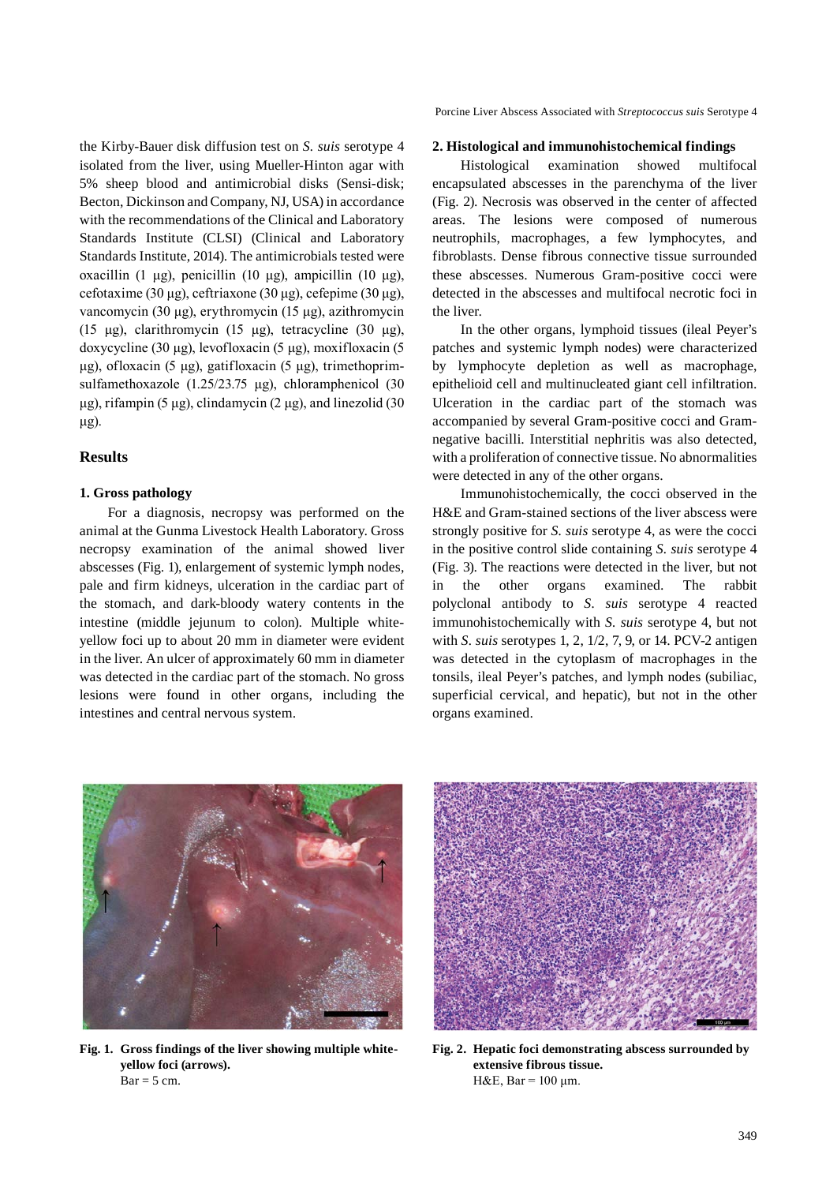the Kirby-Bauer disk diffusion test on *S. suis* serotype 4 isolated from the liver, using Mueller-Hinton agar with 5% sheep blood and antimicrobial disks (Sensi-disk; Becton, Dickinson and Company, NJ, USA) in accordance with the recommendations of the Clinical and Laboratory Standards Institute (CLSI) (Clinical and Laboratory Standards Institute, 2014). The antimicrobials tested were oxacillin (1 μg), penicillin (10 μg), ampicillin (10 μg), cefotaxime (30 μg), ceftriaxone (30 μg), cefepime (30 μg), vancomycin (30 μg), erythromycin (15 μg), azithromycin (15 μg), clarithromycin (15 μg), tetracycline (30 μg), doxycycline (30 μg), levofloxacin (5 μg), moxifloxacin (5 μg), ofloxacin (5 μg), gatifloxacin (5 μg), trimethoprim-sulfamethoxazole (1.25/23.75 μg), chloramphenicol (30 μg), rifampin (5 μg), clindamycin (2 μg), and linezolid (30 μg).

## Results

### 1. Gross pathology

For a diagnosis, necropsy was performed on the animal at the Gunma Livestock Health Laboratory. Gross necropsy examination of the animal showed liver abscesses (Fig. 1), enlargement of systemic lymph nodes, pale and firm kidneys, ulceration in the cardiac part of the stomach, and dark-bloody watery contents in the intestine (middle jejunum to colon). Multiple white-yellow foci up to about 20 mm in diameter were evident in the liver. An ulcer of approximately 60 mm in diameter was detected in the cardiac part of the stomach. No gross lesions were found in other organs, including the intestines and central nervous system.

### 2. Histological and immunohistochemical findings

Histological examination showed multifocal encapsulated abscesses in the parenchyma of the liver (Fig. 2). Necrosis was observed in the center of affected areas. The lesions were composed of numerous neutrophils, macrophages, a few lymphocytes, and fibroblasts. Dense fibrous connective tissue surrounded these abscesses. Numerous Gram-positive cocci were detected in the abscesses and multifocal necrotic foci in the liver.

In the other organs, lymphoid tissues (ileal Peyer's patches and systemic lymph nodes) were characterized by lymphocyte depletion as well as macrophage, epithelioid cell and multinucleated giant cell infiltration. Ulceration in the cardiac part of the stomach was accompanied by several Gram-positive cocci and Gram-negative bacilli. Interstitial nephritis was also detected, with a proliferation of connective tissue. No abnormalities were detected in any of the other organs.

Immunohistochemically, the cocci observed in the H&E and Gram-stained sections of the liver abscess were strongly positive for *S. suis* serotype 4, as were the cocci in the positive control slide containing *S. suis* serotype 4 (Fig. 3). The reactions were detected in the liver, but not in the other organs examined. The rabbit polyclonal antibody to *S. suis* serotype 4 reacted immunohistochemically with *S. suis* serotype 4, but not with *S. suis* serotypes 1, 2, 1/2, 7, 9, or 14. PCV-2 antigen was detected in the cytoplasm of macrophages in the tonsils, ileal Peyer's patches, and lymph nodes (subiliac, superficial cervical, and hepatic), but not in the other organs examined.

**Fig. 1. Gross findings of the liver showing multiple white-yellow foci (arrows).**
Bar = 5 cm.

**Fig. 2. Hepatic foci demonstrating abscess surrounded by extensive fibrous tissue.**
H&E, Bar = 100 μm.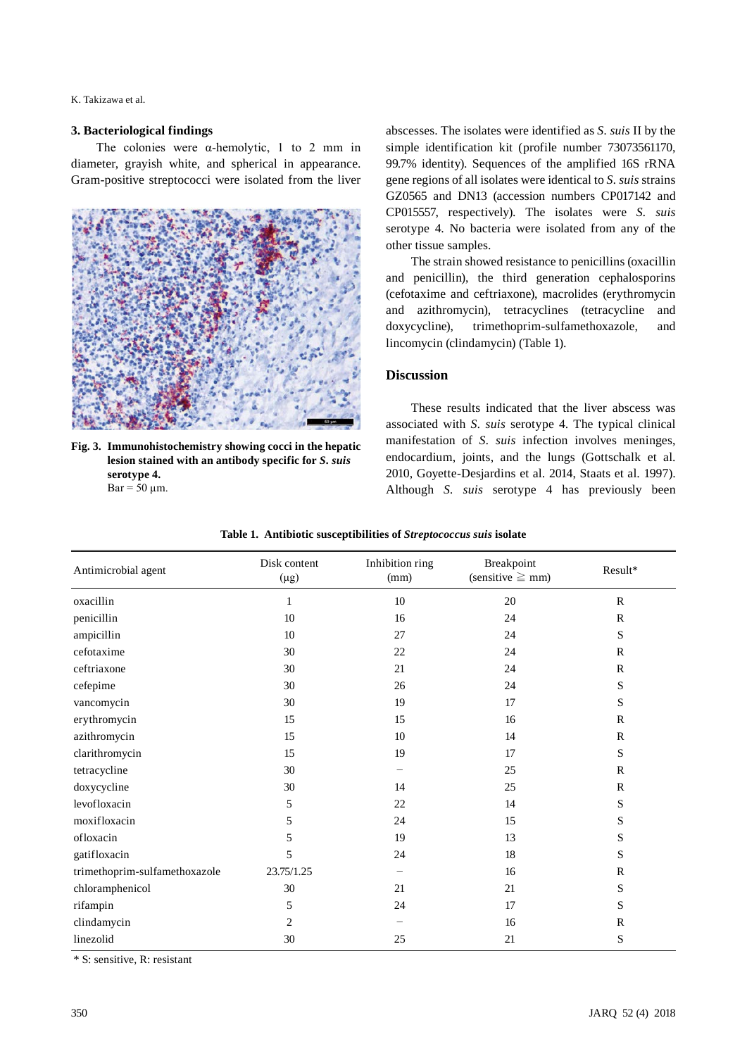### 3. Bacteriological findings

The colonies were α-hemolytic, 1 to 2 mm in diameter, grayish white, and spherical in appearance. Gram-positive streptococci were isolated from the liver abscesses. The isolates were identified as *S. suis* II by the simple identification kit (profile number 73073561170, 99.7% identity). Sequences of the amplified 16S rRNA gene regions of all isolates were identical to *S. suis* strains GZ0565 and DN13 (accession numbers CP017142 and CP015557, respectively). The isolates were *S. suis* serotype 4. No bacteria were isolated from any of the other tissue samples.

**Fig. 3. Immunohistochemistry showing cocci in the hepatic lesion stained with an antibody specific for *S. suis* serotype 4.**
Bar = 50 μm.

The strain showed resistance to penicillins (oxacillin and penicillin), the third generation cephalosporins (cefotaxime and ceftriaxone), macrolides (erythromycin and azithromycin), tetracyclines (tetracycline and doxycycline), trimethoprim-sulfamethoxazole, and lincomycin (clindamycin) (Table 1).

## Discussion

These results indicated that the liver abscess was associated with *S. suis* serotype 4. The typical clinical manifestation of *S. suis* infection involves meninges, endocardium, joints, and the lungs (Gottschalk et al. 2010, Goyette-Desjardins et al. 2014, Staats et al. 1997). Although *S. suis* serotype 4 has previously been

**Table 1. Antibiotic susceptibilities of *Streptococcus suis* isolate**

| Antimicrobial agent | Disk content (μg) | Inhibition ring (mm) | Breakpoint (sensitive ≧ mm) | Result* |
|---|---|---|---|---|
| oxacillin | 1 | 10 | 20 | R |
| penicillin | 10 | 16 | 24 | R |
| ampicillin | 10 | 27 | 24 | S |
| cefotaxime | 30 | 22 | 24 | R |
| ceftriaxone | 30 | 21 | 24 | R |
| cefepime | 30 | 26 | 24 | S |
| vancomycin | 30 | 19 | 17 | S |
| erythromycin | 15 | 15 | 16 | R |
| azithromycin | 15 | 10 | 14 | R |
| clarithromycin | 15 | 19 | 17 | S |
| tetracycline | 30 | – | 25 | R |
| doxycycline | 30 | 14 | 25 | R |
| levofloxacin | 5 | 22 | 14 | S |
| moxifloxacin | 5 | 24 | 15 | S |
| ofloxacin | 5 | 19 | 13 | S |
| gatifloxacin | 5 | 24 | 18 | S |
| trimethoprim-sulfamethoxazole | 23.75/1.25 | – | 16 | R |
| chloramphenicol | 30 | 21 | 21 | S |
| rifampin | 5 | 24 | 17 | S |
| clindamycin | 2 | – | 16 | R |
| linezolid | 30 | 25 | 21 | S |

\* S: sensitive, R: resistant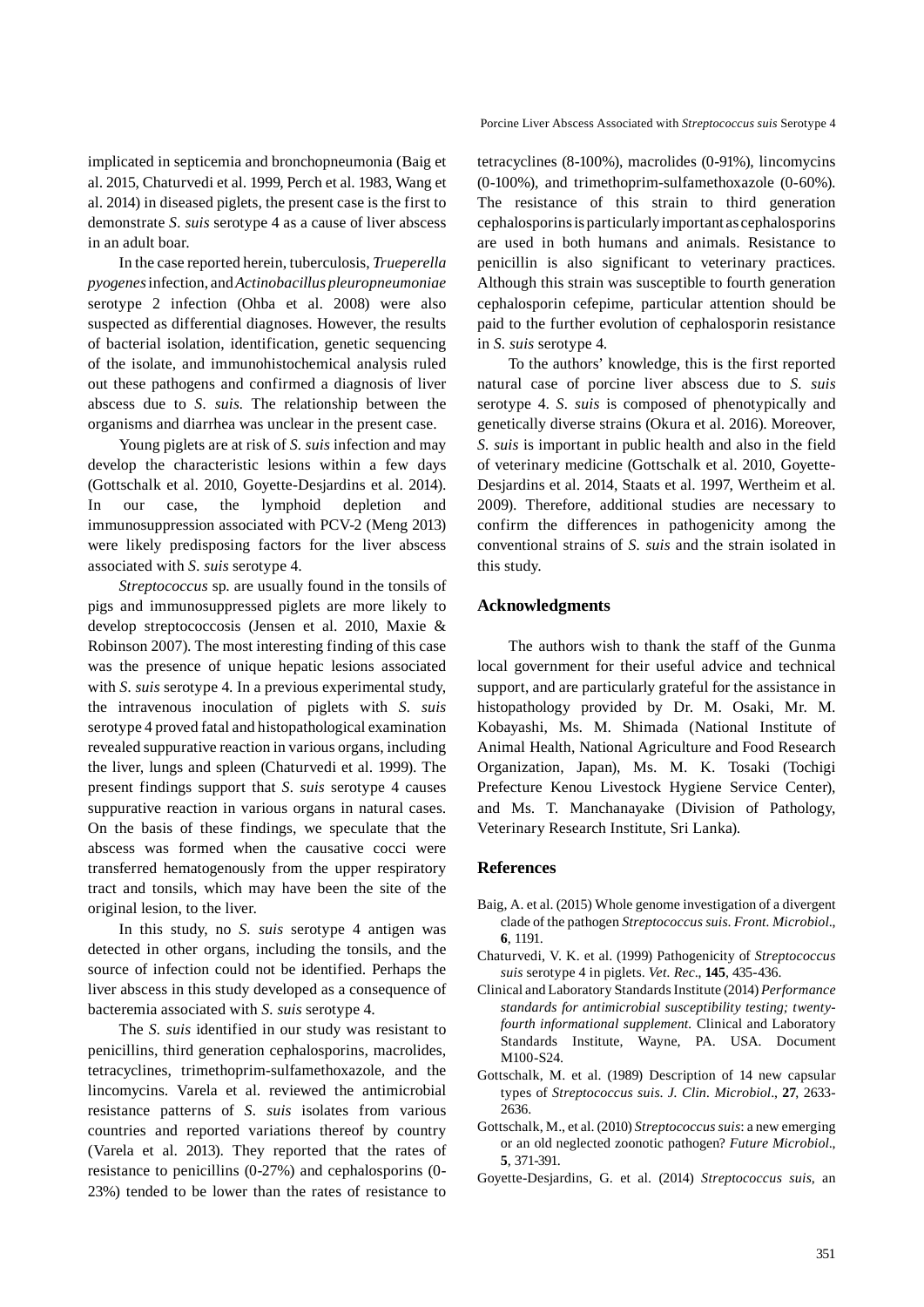implicated in septicemia and bronchopneumonia (Baig et al. 2015, Chaturvedi et al. 1999, Perch et al. 1983, Wang et al. 2014) in diseased piglets, the present case is the first to demonstrate *S. suis* serotype 4 as a cause of liver abscess in an adult boar.

In the case reported herein, tuberculosis, *Trueperella pyogenes* infection, and *Actinobacillus pleuropneumoniae* serotype 2 infection (Ohba et al. 2008) were also suspected as differential diagnoses. However, the results of bacterial isolation, identification, genetic sequencing of the isolate, and immunohistochemical analysis ruled out these pathogens and confirmed a diagnosis of liver abscess due to *S. suis*. The relationship between the organisms and diarrhea was unclear in the present case.

Young piglets are at risk of *S. suis* infection and may develop the characteristic lesions within a few days (Gottschalk et al. 2010, Goyette-Desjardins et al. 2014). In our case, the lymphoid depletion and immunosuppression associated with PCV-2 (Meng 2013) were likely predisposing factors for the liver abscess associated with *S. suis* serotype 4.

*Streptococcus* sp. are usually found in the tonsils of pigs and immunosuppressed piglets are more likely to develop streptococcosis (Jensen et al. 2010, Maxie & Robinson 2007). The most interesting finding of this case was the presence of unique hepatic lesions associated with *S. suis* serotype 4. In a previous experimental study, the intravenous inoculation of piglets with *S. suis* serotype 4 proved fatal and histopathological examination revealed suppurative reaction in various organs, including the liver, lungs and spleen (Chaturvedi et al. 1999). The present findings support that *S. suis* serotype 4 causes suppurative reaction in various organs in natural cases. On the basis of these findings, we speculate that the abscess was formed when the causative cocci were transferred hematogenously from the upper respiratory tract and tonsils, which may have been the site of the original lesion, to the liver.

In this study, no *S. suis* serotype 4 antigen was detected in other organs, including the tonsils, and the source of infection could not be identified. Perhaps the liver abscess in this study developed as a consequence of bacteremia associated with *S. suis* serotype 4.

The *S. suis* identified in our study was resistant to penicillins, third generation cephalosporins, macrolides, tetracyclines, trimethoprim-sulfamethoxazole, and the lincomycins. Varela et al. reviewed the antimicrobial resistance patterns of *S. suis* isolates from various countries and reported variations thereof by country (Varela et al. 2013). They reported that the rates of resistance to penicillins (0-27%) and cephalosporins (0-23%) tended to be lower than the rates of resistance to tetracyclines (8-100%), macrolides (0-91%), lincomycins (0-100%), and trimethoprim-sulfamethoxazole (0-60%). The resistance of this strain to third generation cephalosporins is particularly important as cephalosporins are used in both humans and animals. Resistance to penicillin is also significant to veterinary practices. Although this strain was susceptible to fourth generation cephalosporin cefepime, particular attention should be paid to the further evolution of cephalosporin resistance in *S. suis* serotype 4.

To the authors' knowledge, this is the first reported natural case of porcine liver abscess due to *S. suis* serotype 4. *S. suis* is composed of phenotypically and genetically diverse strains (Okura et al. 2016). Moreover, *S. suis* is important in public health and also in the field of veterinary medicine (Gottschalk et al. 2010, Goyette-Desjardins et al. 2014, Staats et al. 1997, Wertheim et al. 2009). Therefore, additional studies are necessary to confirm the differences in pathogenicity among the conventional strains of *S. suis* and the strain isolated in this study.

## Acknowledgments

The authors wish to thank the staff of the Gunma local government for their useful advice and technical support, and are particularly grateful for the assistance in histopathology provided by Dr. M. Osaki, Mr. M. Kobayashi, Ms. M. Shimada (National Institute of Animal Health, National Agriculture and Food Research Organization, Japan), Ms. M. K. Tosaki (Tochigi Prefecture Kenou Livestock Hygiene Service Center), and Ms. T. Manchanayake (Division of Pathology, Veterinary Research Institute, Sri Lanka).

## References

Baig, A. et al. (2015) Whole genome investigation of a divergent clade of the pathogen *Streptococcus suis*. *Front. Microbiol.*, **6**, 1191.

Chaturvedi, V. K. et al. (1999) Pathogenicity of *Streptococcus suis* serotype 4 in piglets. *Vet. Rec.*, **145**, 435-436.

Clinical and Laboratory Standards Institute (2014) *Performance standards for antimicrobial susceptibility testing; twenty-fourth informational supplement.* Clinical and Laboratory Standards Institute, Wayne, PA. USA. Document M100-S24.

Gottschalk, M. et al. (1989) Description of 14 new capsular types of *Streptococcus suis*. *J. Clin. Microbiol.*, **27**, 2633-2636.

Gottschalk, M., et al. (2010) *Streptococcus suis*: a new emerging or an old neglected zoonotic pathogen? *Future Microbiol.*, **5**, 371-391.

Goyette-Desjardins, G. et al. (2014) *Streptococcus suis*, an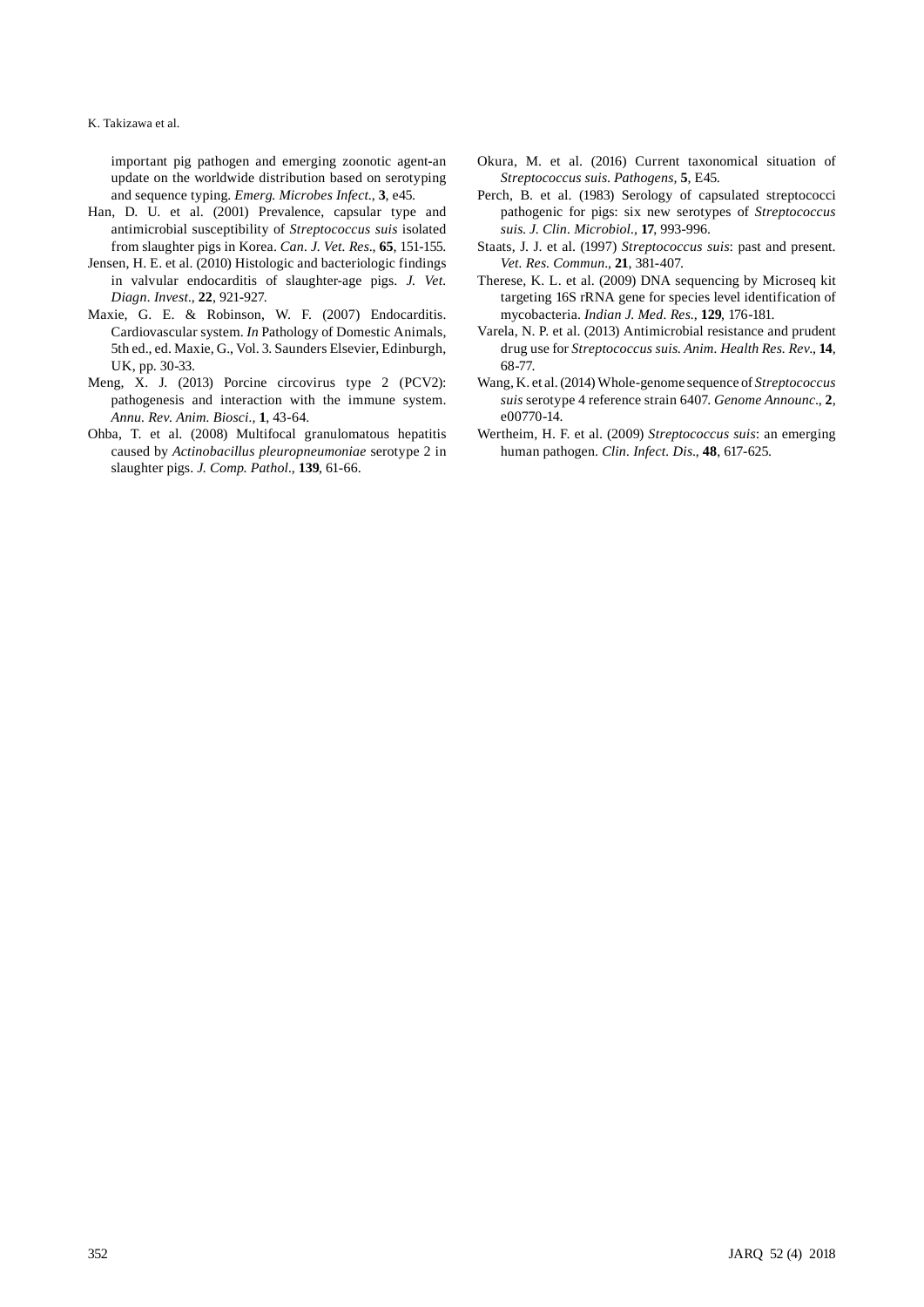important pig pathogen and emerging zoonotic agent-an update on the worldwide distribution based on serotyping and sequence typing. *Emerg. Microbes Infect.*, **3**, e45.

Han, D. U. et al. (2001) Prevalence, capsular type and antimicrobial susceptibility of *Streptococcus suis* isolated from slaughter pigs in Korea. *Can. J. Vet. Res.*, **65**, 151-155.

Jensen, H. E. et al. (2010) Histologic and bacteriologic findings in valvular endocarditis of slaughter-age pigs. *J. Vet. Diagn. Invest.*, **22**, 921-927.

Maxie, G. E. & Robinson, W. F. (2007) Endocarditis. Cardiovascular system. *In* Pathology of Domestic Animals, 5th ed., ed. Maxie, G., Vol. 3. Saunders Elsevier, Edinburgh, UK, pp. 30-33.

Meng, X. J. (2013) Porcine circovirus type 2 (PCV2): pathogenesis and interaction with the immune system. *Annu. Rev. Anim. Biosci.*, **1**, 43-64.

Ohba, T. et al. (2008) Multifocal granulomatous hepatitis caused by *Actinobacillus pleuropneumoniae* serotype 2 in slaughter pigs. *J. Comp. Pathol.*, **139**, 61-66.

Okura, M. et al. (2016) Current taxonomical situation of *Streptococcus suis. Pathogens*, **5**, E45.

Perch, B. et al. (1983) Serology of capsulated streptococci pathogenic for pigs: six new serotypes of *Streptococcus suis. J. Clin. Microbiol.*, **17**, 993-996.

Staats, J. J. et al. (1997) *Streptococcus suis*: past and present. *Vet. Res. Commun.*, **21**, 381-407.

Therese, K. L. et al. (2009) DNA sequencing by Microseq kit targeting 16S rRNA gene for species level identification of mycobacteria. *Indian J. Med. Res.*, **129**, 176-181.

Varela, N. P. et al. (2013) Antimicrobial resistance and prudent drug use for *Streptococcus suis. Anim. Health Res. Rev.*, **14**, 68-77.

Wang, K. et al. (2014) Whole-genome sequence of *Streptococcus suis* serotype 4 reference strain 6407. *Genome Announc.*, **2**, e00770-14.

Wertheim, H. F. et al. (2009) *Streptococcus suis*: an emerging human pathogen. *Clin. Infect. Dis.*, **48**, 617-625.